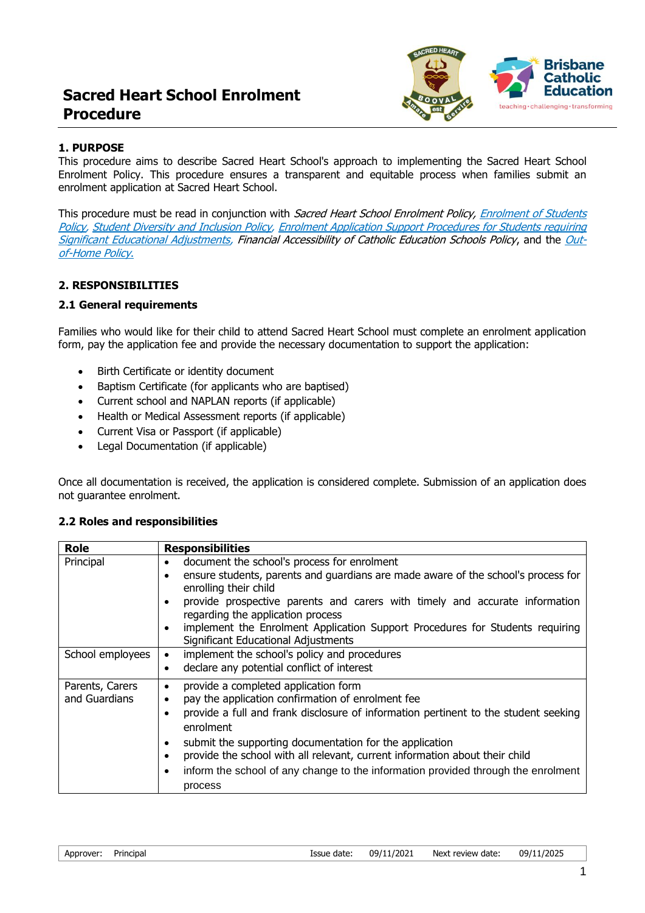# Sacred Heart School Enrolment Procedure

## 1. PURPOSE

This procedure aims to describe Sacred Heart School's approach to implementing the Sacred Heart School Enrolment Policy. This procedure ensures a transparent and equitable process when families submit an enrolment application at Sacred Heart School.

This procedure must be read in conjunction with *Sacred Heart School Enrolment Policy*, *Enrolment of Students Policy*, *Student Diversity and Inclusion Policy*, *Enrolment Application Support Procedures for Students requiring Significant Educational Adjustments*, *Financial Accessibility of Catholic Education Schools Policy*, and the *Out-of-Home Policy*.

## 2. RESPONSIBILITIES

### 2.1 General requirements

Families who would like for their child to attend Sacred Heart School must complete an enrolment application form, pay the application fee and provide the necessary documentation to support the application:

- Birth Certificate or identity document
- Baptism Certificate (for applicants who are baptised)
- Current school and NAPLAN reports (if applicable)
- Health or Medical Assessment reports (if applicable)
- Current Visa or Passport (if applicable)
- Legal Documentation (if applicable)

Once all documentation is received, the application is considered complete. Submission of an application does not guarantee enrolment.

### 2.2 Roles and responsibilities

| Role | Responsibilities |
| --- | --- |
| Principal | • document the school's process for enrolment<br>• ensure students, parents and guardians are made aware of the school's process for enrolling their child<br>• provide prospective parents and carers with timely and accurate information regarding the application process<br>• implement the Enrolment Application Support Procedures for Students requiring Significant Educational Adjustments |
| School employees | • implement the school's policy and procedures<br>• declare any potential conflict of interest |
| Parents, Carers and Guardians | • provide a completed application form<br>• pay the application confirmation of enrolment fee<br>• provide a full and frank disclosure of information pertinent to the student seeking enrolment<br>• submit the supporting documentation for the application<br>• provide the school with all relevant, current information about their child<br>• inform the school of any change to the information provided through the enrolment process |

| Approver: Principal | Issue date: 09/11/2021 | Next review date: 09/11/2025 |
| --- | --- | --- |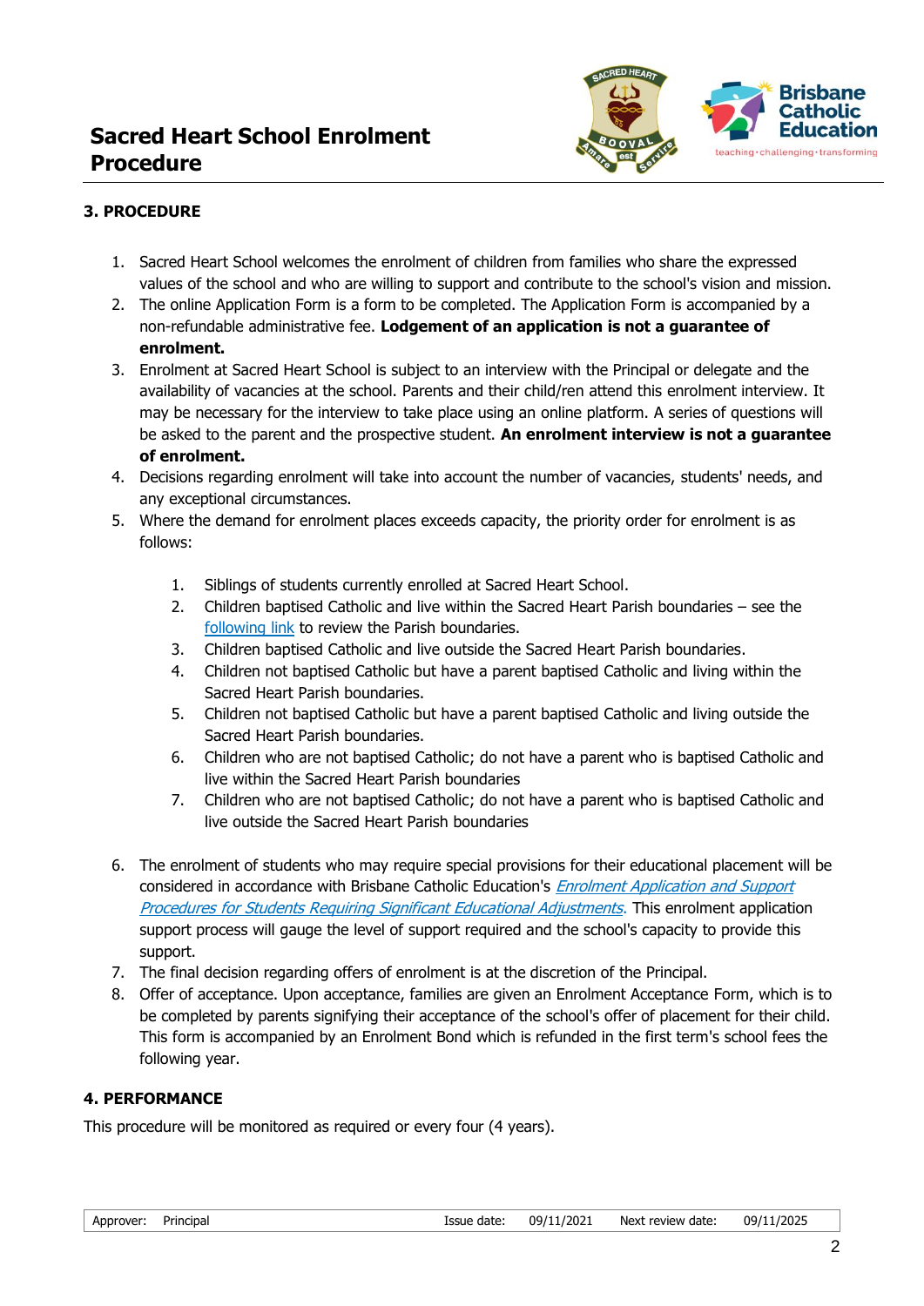## 3. PROCEDURE

1. Sacred Heart School welcomes the enrolment of children from families who share the expressed values of the school and who are willing to support and contribute to the school's vision and mission.
2. The online Application Form is a form to be completed. The Application Form is accompanied by a non-refundable administrative fee. **Lodgement of an application is not a guarantee of enrolment.**
3. Enrolment at Sacred Heart School is subject to an interview with the Principal or delegate and the availability of vacancies at the school. Parents and their child/ren attend this enrolment interview. It may be necessary for the interview to take place using an online platform. A series of questions will be asked to the parent and the prospective student. **An enrolment interview is not a guarantee of enrolment.**
4. Decisions regarding enrolment will take into account the number of vacancies, students' needs, and any exceptional circumstances.
5. Where the demand for enrolment places exceeds capacity, the priority order for enrolment is as follows:

    1. Siblings of students currently enrolled at Sacred Heart School.
    2. Children baptised Catholic and live within the Sacred Heart Parish boundaries – see the following link to review the Parish boundaries.
    3. Children baptised Catholic and live outside the Sacred Heart Parish boundaries.
    4. Children not baptised Catholic but have a parent baptised Catholic and living within the Sacred Heart Parish boundaries.
    5. Children not baptised Catholic but have a parent baptised Catholic and living outside the Sacred Heart Parish boundaries.
    6. Children who are not baptised Catholic; do not have a parent who is baptised Catholic and live within the Sacred Heart Parish boundaries
    7. Children who are not baptised Catholic; do not have a parent who is baptised Catholic and live outside the Sacred Heart Parish boundaries

6. The enrolment of students who may require special provisions for their educational placement will be considered in accordance with Brisbane Catholic Education's *Enrolment Application and Support Procedures for Students Requiring Significant Educational Adjustments*. This enrolment application support process will gauge the level of support required and the school's capacity to provide this support.
7. The final decision regarding offers of enrolment is at the discretion of the Principal.
8. Offer of acceptance. Upon acceptance, families are given an Enrolment Acceptance Form, which is to be completed by parents signifying their acceptance of the school's offer of placement for their child. This form is accompanied by an Enrolment Bond which is refunded in the first term's school fees the following year.

## 4. PERFORMANCE

This procedure will be monitored as required or every four (4 years).